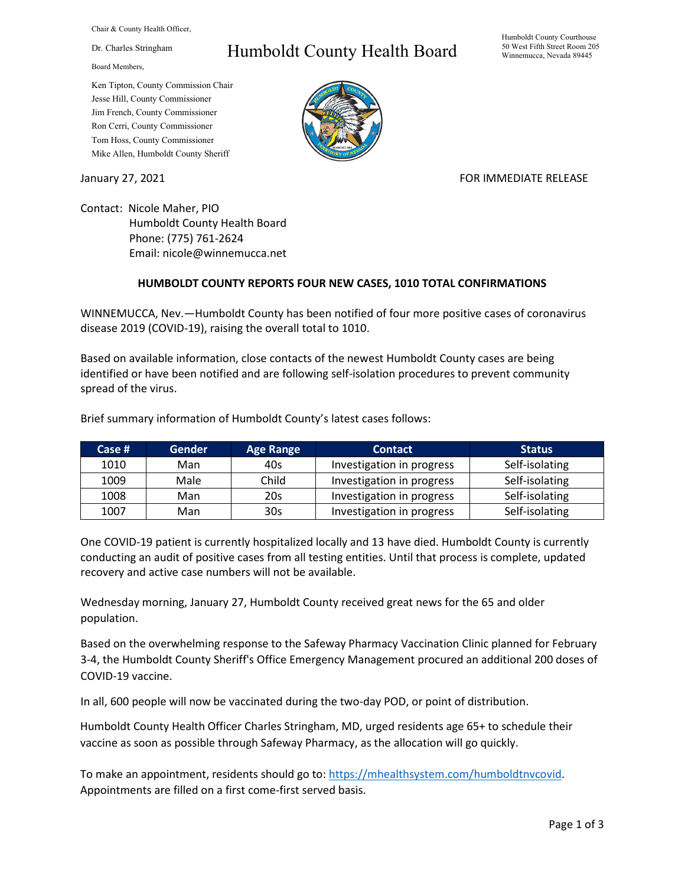Chair & County Health Officer,

Dr. Charles Stringham

Board Members,

Ken Tipton, County Commission Chair
Jesse Hill, County Commissioner
Jim French, County Commissioner
Ron Cerri, County Commissioner
Tom Hoss, County Commissioner
Mike Allen, Humboldt County Sheriff

# Humboldt County Health Board

Humboldt County Courthouse
50 West Fifth Street Room 205
Winnemucca, Nevada 89445

January 27, 2021

FOR IMMEDIATE RELEASE

Contact: Nicole Maher, PIO
Humboldt County Health Board
Phone: (775) 761-2624
Email: nicole@winnemucca.net

## HUMBOLDT COUNTY REPORTS FOUR NEW CASES, 1010 TOTAL CONFIRMATIONS

WINNEMUCCA, Nev.—Humboldt County has been notified of four more positive cases of coronavirus disease 2019 (COVID-19), raising the overall total to 1010.

Based on available information, close contacts of the newest Humboldt County cases are being identified or have been notified and are following self-isolation procedures to prevent community spread of the virus.

Brief summary information of Humboldt County's latest cases follows:

| Case # | Gender | Age Range | Contact | Status |
|---|---|---|---|---|
| 1010 | Man | 40s | Investigation in progress | Self-isolating |
| 1009 | Male | Child | Investigation in progress | Self-isolating |
| 1008 | Man | 20s | Investigation in progress | Self-isolating |
| 1007 | Man | 30s | Investigation in progress | Self-isolating |

One COVID-19 patient is currently hospitalized locally and 13 have died. Humboldt County is currently conducting an audit of positive cases from all testing entities. Until that process is complete, updated recovery and active case numbers will not be available.

Wednesday morning, January 27, Humboldt County received great news for the 65 and older population.

Based on the overwhelming response to the Safeway Pharmacy Vaccination Clinic planned for February 3-4, the Humboldt County Sheriff's Office Emergency Management procured an additional 200 doses of COVID-19 vaccine.

In all, 600 people will now be vaccinated during the two-day POD, or point of distribution.

Humboldt County Health Officer Charles Stringham, MD, urged residents age 65+ to schedule their vaccine as soon as possible through Safeway Pharmacy, as the allocation will go quickly.

To make an appointment, residents should go to: [https://mhealthsystem.com/humboldtnvcovid](https://mhealthsystem.com/humboldtnvcovid). Appointments are filled on a first come-first served basis.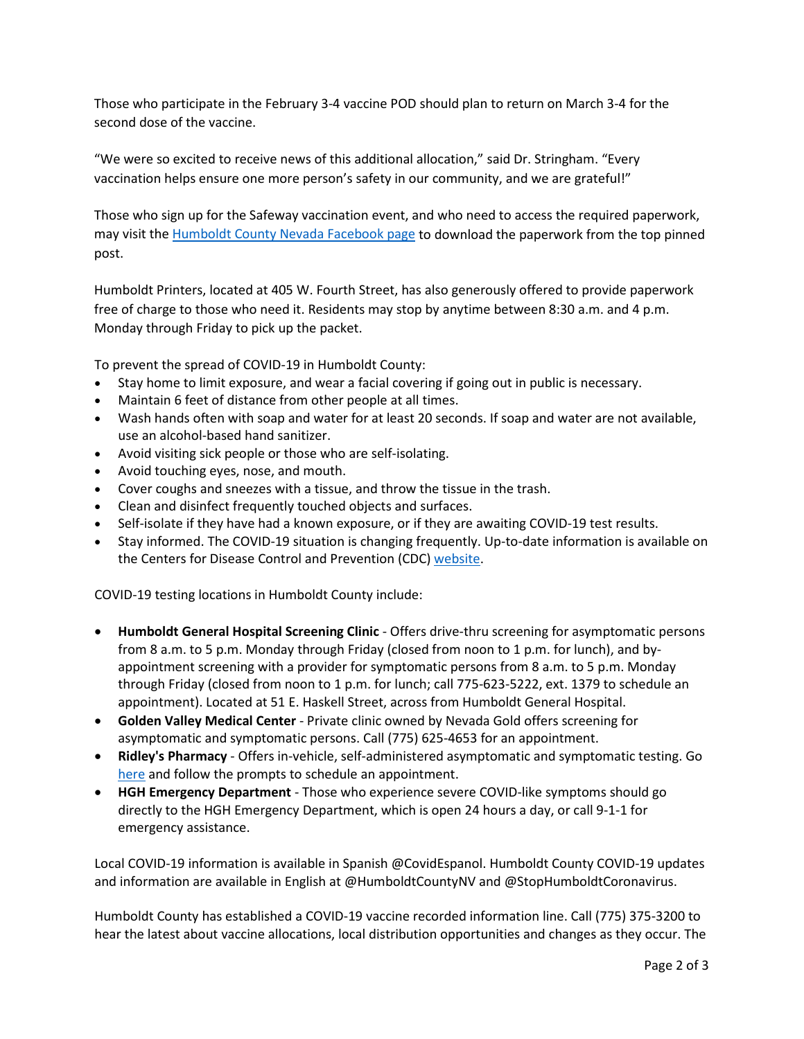Those who participate in the February 3-4 vaccine POD should plan to return on March 3-4 for the second dose of the vaccine.

"We were so excited to receive news of this additional allocation," said Dr. Stringham. "Every vaccination helps ensure one more person's safety in our community, and we are grateful!"

Those who sign up for the Safeway vaccination event, and who need to access the required paperwork, may visit the [Humboldt County Nevada Facebook page]() to download the paperwork from the top pinned post.

Humboldt Printers, located at 405 W. Fourth Street, has also generously offered to provide paperwork free of charge to those who need it. Residents may stop by anytime between 8:30 a.m. and 4 p.m. Monday through Friday to pick up the packet.

To prevent the spread of COVID-19 in Humboldt County:

- Stay home to limit exposure, and wear a facial covering if going out in public is necessary.
- Maintain 6 feet of distance from other people at all times.
- Wash hands often with soap and water for at least 20 seconds. If soap and water are not available, use an alcohol-based hand sanitizer.
- Avoid visiting sick people or those who are self-isolating.
- Avoid touching eyes, nose, and mouth.
- Cover coughs and sneezes with a tissue, and throw the tissue in the trash.
- Clean and disinfect frequently touched objects and surfaces.
- Self-isolate if they have had a known exposure, or if they are awaiting COVID-19 test results.
- Stay informed. The COVID-19 situation is changing frequently. Up-to-date information is available on the Centers for Disease Control and Prevention (CDC) [website]().

COVID-19 testing locations in Humboldt County include:

- **Humboldt General Hospital Screening Clinic** - Offers drive-thru screening for asymptomatic persons from 8 a.m. to 5 p.m. Monday through Friday (closed from noon to 1 p.m. for lunch), and by-appointment screening with a provider for symptomatic persons from 8 a.m. to 5 p.m. Monday through Friday (closed from noon to 1 p.m. for lunch; call 775-623-5222, ext. 1379 to schedule an appointment). Located at 51 E. Haskell Street, across from Humboldt General Hospital.
- **Golden Valley Medical Center** - Private clinic owned by Nevada Gold offers screening for asymptomatic and symptomatic persons. Call (775) 625-4653 for an appointment.
- **Ridley's Pharmacy** - Offers in-vehicle, self-administered asymptomatic and symptomatic testing. Go [here]() and follow the prompts to schedule an appointment.
- **HGH Emergency Department** - Those who experience severe COVID-like symptoms should go directly to the HGH Emergency Department, which is open 24 hours a day, or call 9-1-1 for emergency assistance.

Local COVID-19 information is available in Spanish @CovidEspanol. Humboldt County COVID-19 updates and information are available in English at @HumboldtCountyNV and @StopHumboldtCoronavirus.

Humboldt County has established a COVID-19 vaccine recorded information line. Call (775) 375-3200 to hear the latest about vaccine allocations, local distribution opportunities and changes as they occur. The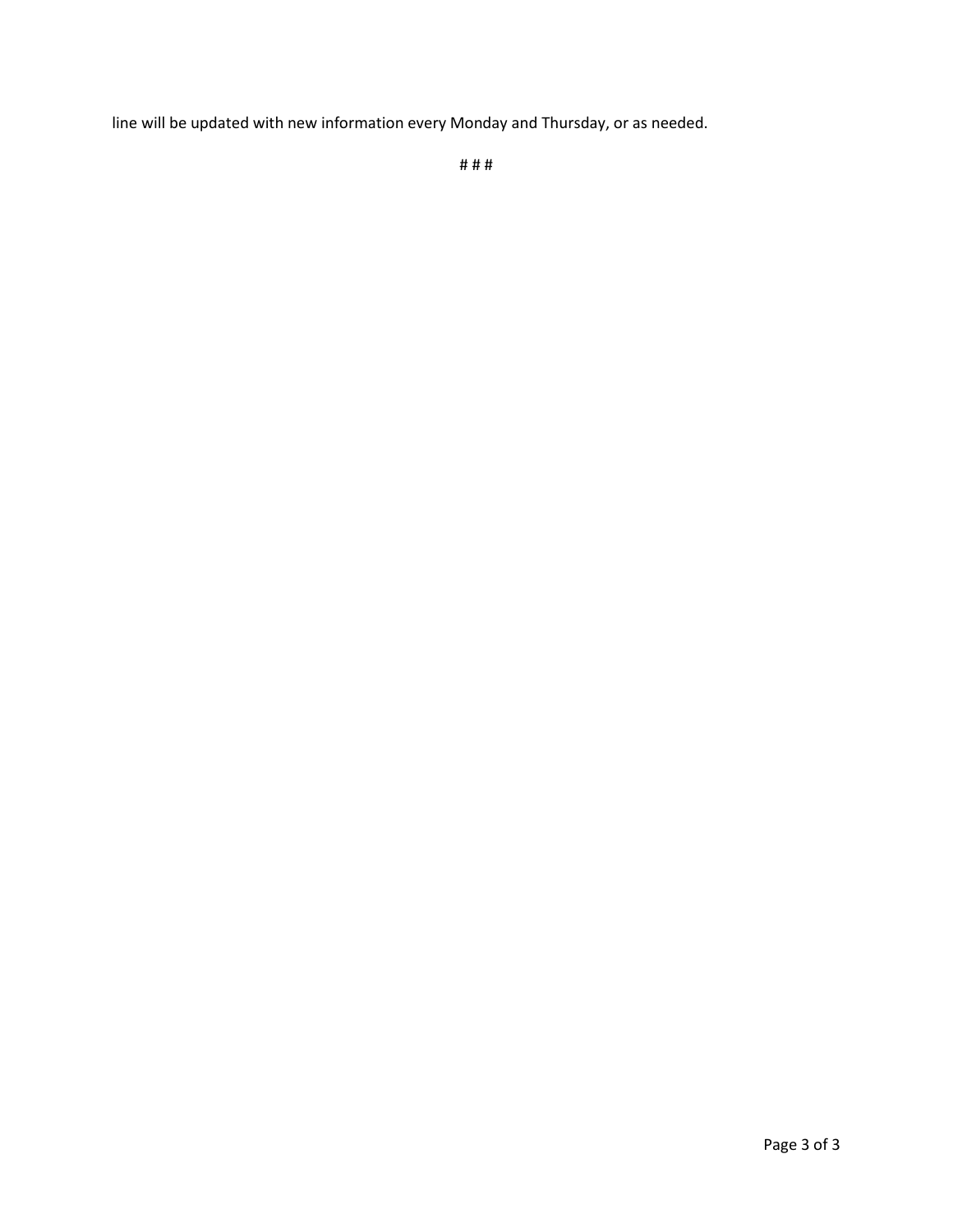line will be updated with new information every Monday and Thursday, or as needed.

# # #